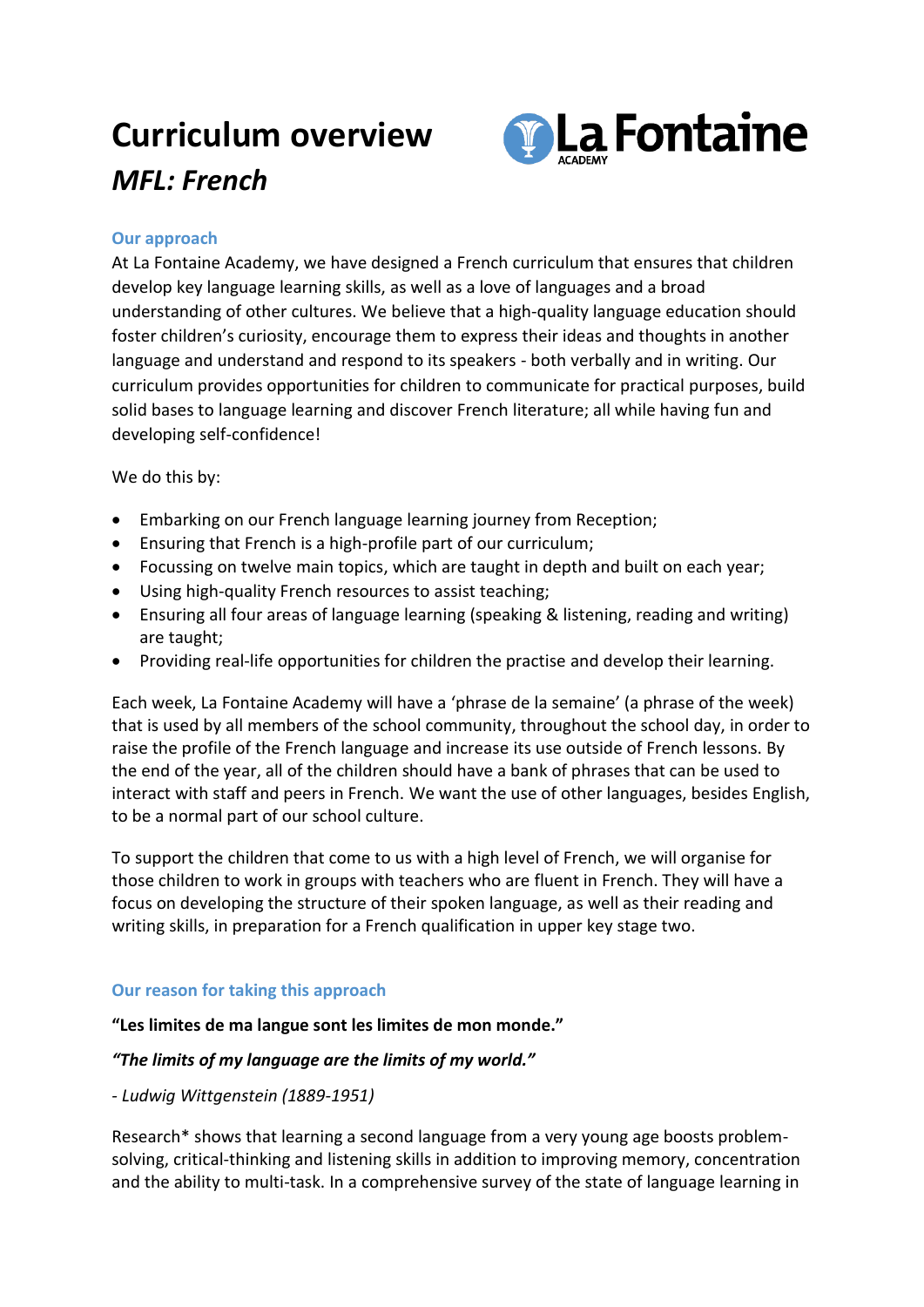# Curriculum overview

## *MFL: French*

### Our approach

At La Fontaine Academy, we have designed a French curriculum that ensures that children develop key language learning skills, as well as a love of languages and a broad understanding of other cultures. We believe that a high-quality language education should foster children's curiosity, encourage them to express their ideas and thoughts in another language and understand and respond to its speakers - both verbally and in writing. Our curriculum provides opportunities for children to communicate for practical purposes, build solid bases to language learning and discover French literature; all while having fun and developing self-confidence!

We do this by:

- Embarking on our French language learning journey from Reception;
- Ensuring that French is a high-profile part of our curriculum;
- Focussing on twelve main topics, which are taught in depth and built on each year;
- Using high-quality French resources to assist teaching;
- Ensuring all four areas of language learning (speaking & listening, reading and writing) are taught;
- Providing real-life opportunities for children the practise and develop their learning.

Each week, La Fontaine Academy will have a 'phrase de la semaine' (a phrase of the week) that is used by all members of the school community, throughout the school day, in order to raise the profile of the French language and increase its use outside of French lessons. By the end of the year, all of the children should have a bank of phrases that can be used to interact with staff and peers in French. We want the use of other languages, besides English, to be a normal part of our school culture.

To support the children that come to us with a high level of French, we will organise for those children to work in groups with teachers who are fluent in French. They will have a focus on developing the structure of their spoken language, as well as their reading and writing skills, in preparation for a French qualification in upper key stage two.

### Our reason for taking this approach

**"Les limites de ma langue sont les limites de mon monde."**

***"The limits of my language are the limits of my world."***

*- Ludwig Wittgenstein (1889-1951)*

Research* shows that learning a second language from a very young age boosts problem-solving, critical-thinking and listening skills in addition to improving memory, concentration and the ability to multi-task. In a comprehensive survey of the state of language learning in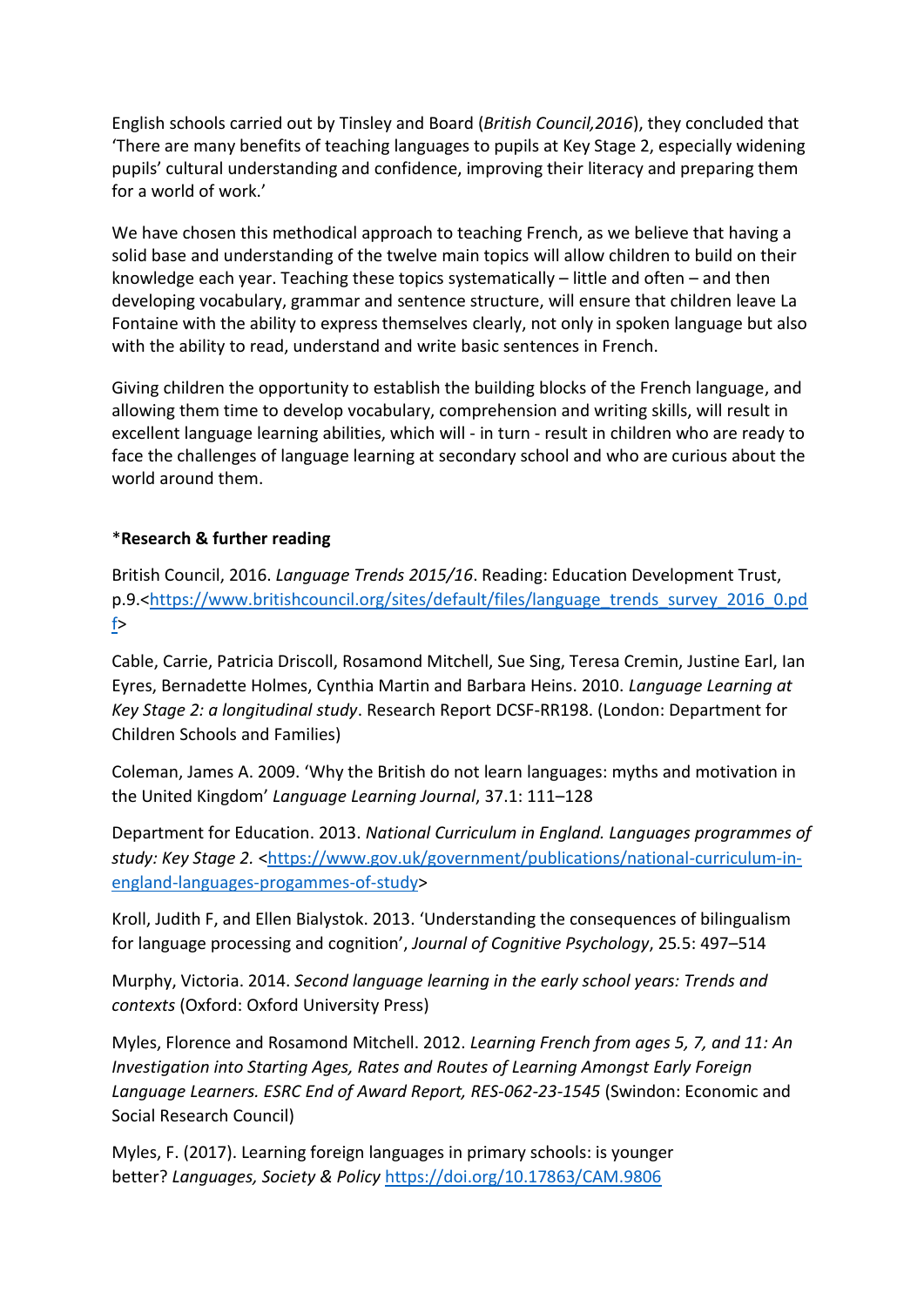English schools carried out by Tinsley and Board (*British Council,2016*), they concluded that 'There are many benefits of teaching languages to pupils at Key Stage 2, especially widening pupils' cultural understanding and confidence, improving their literacy and preparing them for a world of work.'

We have chosen this methodical approach to teaching French, as we believe that having a solid base and understanding of the twelve main topics will allow children to build on their knowledge each year. Teaching these topics systematically – little and often – and then developing vocabulary, grammar and sentence structure, will ensure that children leave La Fontaine with the ability to express themselves clearly, not only in spoken language but also with the ability to read, understand and write basic sentences in French.

Giving children the opportunity to establish the building blocks of the French language, and allowing them time to develop vocabulary, comprehension and writing skills, will result in excellent language learning abilities, which will - in turn - result in children who are ready to face the challenges of language learning at secondary school and who are curious about the world around them.

*​**Research & further reading**

British Council, 2016. *Language Trends 2015/16*. Reading: Education Development Trust, p.9.<https://www.britishcouncil.org/sites/default/files/language_trends_survey_2016_0.pdf>

Cable, Carrie, Patricia Driscoll, Rosamond Mitchell, Sue Sing, Teresa Cremin, Justine Earl, Ian Eyres, Bernadette Holmes, Cynthia Martin and Barbara Heins. 2010. *Language Learning at Key Stage 2: a longitudinal study*. Research Report DCSF-RR198. (London: Department for Children Schools and Families)

Coleman, James A. 2009. 'Why the British do not learn languages: myths and motivation in the United Kingdom' *Language Learning Journal*, 37.1: 111–128

Department for Education. 2013. *National Curriculum in England. Languages programmes of study: Key Stage 2.* <https://www.gov.uk/government/publications/national-curriculum-in-england-languages-progammes-of-study>

Kroll, Judith F, and Ellen Bialystok. 2013. 'Understanding the consequences of bilingualism for language processing and cognition', *Journal of Cognitive Psychology*, 25.5: 497–514

Murphy, Victoria. 2014. *Second language learning in the early school years: Trends and contexts* (Oxford: Oxford University Press)

Myles, Florence and Rosamond Mitchell. 2012. *Learning French from ages 5, 7, and 11: An Investigation into Starting Ages, Rates and Routes of Learning Amongst Early Foreign Language Learners. ESRC End of Award Report, RES-062-23-1545* (Swindon: Economic and Social Research Council)

Myles, F. (2017). Learning foreign languages in primary schools: is younger better? *Languages, Society & Policy* https://doi.org/10.17863/CAM.9806